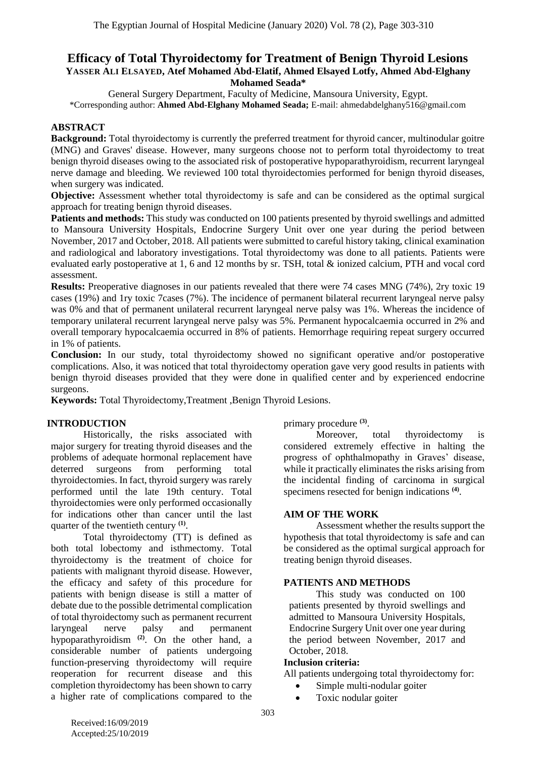# Efficacy of Total Thyroidectomy for Treatment of Benign Thyroid Lesions

**YASSER ALI ELSAYED, Atef Mohamed Abd-Elatif, Ahmed Elsayed Lotfy, Ahmed Abd-Elghany Mohamed Seada***

General Surgery Department, Faculty of Medicine, Mansoura University, Egypt.

*Corresponding author: **Ahmed Abd-Elghany Mohamed Seada;** E-mail: ahmedabdelghany516@gmail.com

## ABSTRACT

**Background:** Total thyroidectomy is currently the preferred treatment for thyroid cancer, multinodular goitre (MNG) and Graves' disease. However, many surgeons choose not to perform total thyroidectomy to treat benign thyroid diseases owing to the associated risk of postoperative hypoparathyroidism, recurrent laryngeal nerve damage and bleeding. We reviewed 100 total thyroidectomies performed for benign thyroid diseases, when surgery was indicated.

**Objective:** Assessment whether total thyroidectomy is safe and can be considered as the optimal surgical approach for treating benign thyroid diseases.

**Patients and methods:** This study was conducted on 100 patients presented by thyroid swellings and admitted to Mansoura University Hospitals, Endocrine Surgery Unit over one year during the period between November, 2017 and October, 2018. All patients were submitted to careful history taking, clinical examination and radiological and laboratory investigations. Total thyroidectomy was done to all patients. Patients were evaluated early postoperative at 1, 6 and 12 months by sr. TSH, total & ionized calcium, PTH and vocal cord assessment.

**Results:** Preoperative diagnoses in our patients revealed that there were 74 cases MNG (74%), 2ry toxic 19 cases (19%) and 1ry toxic 7cases (7%). The incidence of permanent bilateral recurrent laryngeal nerve palsy was 0% and that of permanent unilateral recurrent laryngeal nerve palsy was 1%. Whereas the incidence of temporary unilateral recurrent laryngeal nerve palsy was 5%. Permanent hypocalcaemia occurred in 2% and overall temporary hypocalcaemia occurred in 8% of patients. Hemorrhage requiring repeat surgery occurred in 1% of patients.

**Conclusion:** In our study, total thyroidectomy showed no significant operative and/or postoperative complications. Also, it was noticed that total thyroidectomy operation gave very good results in patients with benign thyroid diseases provided that they were done in qualified center and by experienced endocrine surgeons.

**Keywords:** Total Thyroidectomy,Treatment ,Benign Thyroid Lesions.

## INTRODUCTION

Historically, the risks associated with major surgery for treating thyroid diseases and the problems of adequate hormonal replacement have deterred surgeons from performing total thyroidectomies. In fact, thyroid surgery was rarely performed until the late 19th century. Total thyroidectomies were only performed occasionally for indications other than cancer until the last quarter of the twentieth century [(1)].

Total thyroidectomy (TT) is defined as both total lobectomy and isthmectomy. Total thyroidectomy is the treatment of choice for patients with malignant thyroid disease. However, the efficacy and safety of this procedure for patients with benign disease is still a matter of debate due to the possible detrimental complication of total thyroidectomy such as permanent recurrent laryngeal nerve palsy and permanent hypoparathyroidism [(2)]. On the other hand, a considerable number of patients undergoing function-preserving thyroidectomy will require reoperation for recurrent disease and this completion thyroidectomy has been shown to carry a higher rate of complications compared to the primary procedure [(3)].

Moreover, total thyroidectomy is considered extremely effective in halting the progress of ophthalmopathy in Graves' disease, while it practically eliminates the risks arising from the incidental finding of carcinoma in surgical specimens resected for benign indications [(4)].

## AIM OF THE WORK

Assessment whether the results support the hypothesis that total thyroidectomy is safe and can be considered as the optimal surgical approach for treating benign thyroid diseases.

## PATIENTS AND METHODS

This study was conducted on 100 patients presented by thyroid swellings and admitted to Mansoura University Hospitals, Endocrine Surgery Unit over one year during the period between November, 2017 and October, 2018.

**Inclusion criteria:**

All patients undergoing total thyroidectomy for:

- Simple multi-nodular goiter
- Toxic nodular goiter

Received:16/09/2019
Accepted:25/10/2019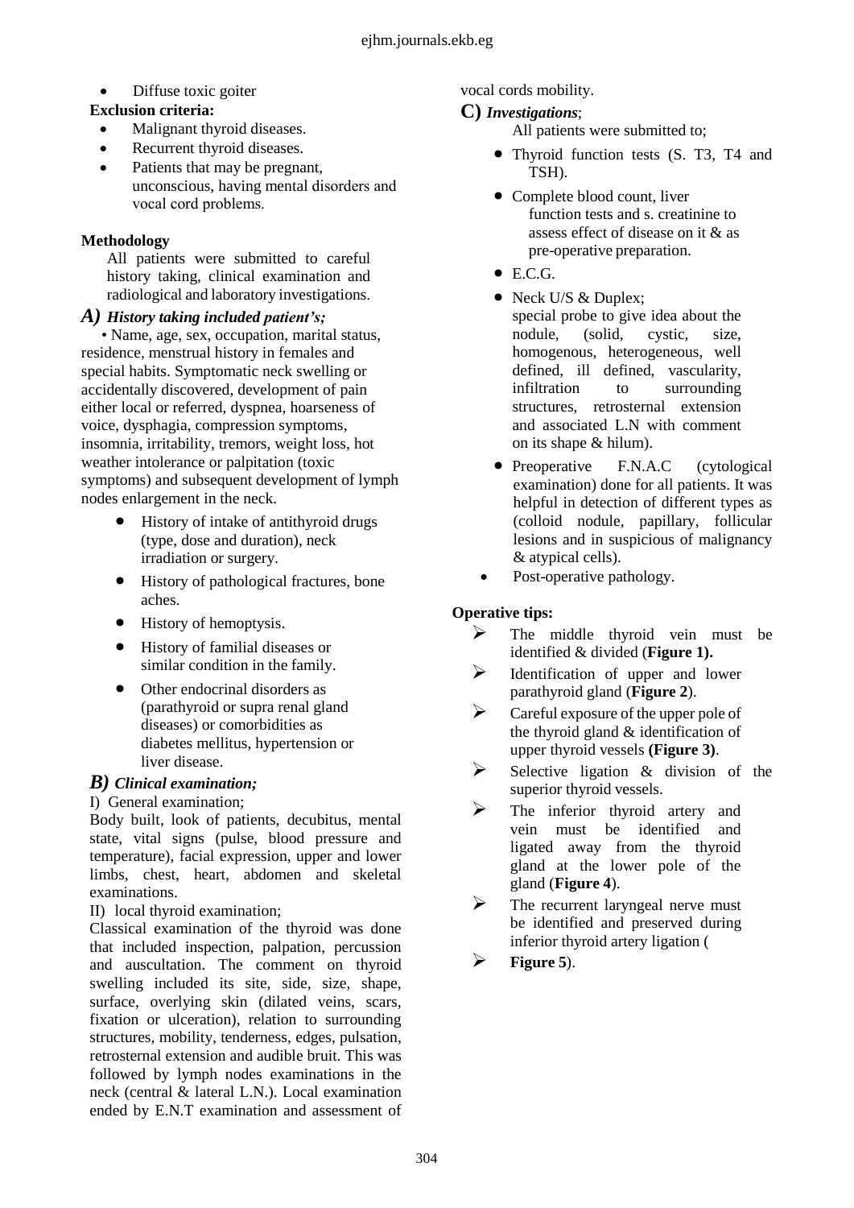- Diffuse toxic goiter

**Exclusion criteria:**

- Malignant thyroid diseases.
- Recurrent thyroid diseases.
- Patients that may be pregnant, unconscious, having mental disorders and vocal cord problems.

**Methodology**

All patients were submitted to careful history taking, clinical examination and radiological and laboratory investigations.

### *A) History taking included patient's;*

• Name, age, sex, occupation, marital status, residence, menstrual history in females and special habits. Symptomatic neck swelling or accidentally discovered, development of pain either local or referred, dyspnea, hoarseness of voice, dysphagia, compression symptoms, insomnia, irritability, tremors, weight loss, hot weather intolerance or palpitation (toxic symptoms) and subsequent development of lymph nodes enlargement in the neck.

- History of intake of antithyroid drugs (type, dose and duration), neck irradiation or surgery.
- History of pathological fractures, bone aches.
- History of hemoptysis.
- History of familial diseases or similar condition in the family.
- Other endocrinal disorders as (parathyroid or supra renal gland diseases) or comorbidities as diabetes mellitus, hypertension or liver disease.

### *B) Clinical examination;*

I) General examination;

Body built, look of patients, decubitus, mental state, vital signs (pulse, blood pressure and temperature), facial expression, upper and lower limbs, chest, heart, abdomen and skeletal examinations.

II) local thyroid examination;

Classical examination of the thyroid was done that included inspection, palpation, percussion and auscultation. The comment on thyroid swelling included its site, side, size, shape, surface, overlying skin (dilated veins, scars, fixation or ulceration), relation to surrounding structures, mobility, tenderness, edges, pulsation, retrosternal extension and audible bruit. This was followed by lymph nodes examinations in the neck (central & lateral L.N.). Local examination ended by E.N.T examination and assessment of vocal cords mobility.

### C) *Investigations*;

All patients were submitted to;

- Thyroid function tests (S. T3, T4 and TSH).
- Complete blood count, liver function tests and s. creatinine to assess effect of disease on it & as pre-operative preparation.
- E.C.G.
- Neck U/S & Duplex; special probe to give idea about the nodule, (solid, cystic, size, homogenous, heterogeneous, well defined, ill defined, vascularity, infiltration to surrounding structures, retrosternal extension and associated L.N with comment on its shape & hilum).
- Preoperative F.N.A.C (cytological examination) done for all patients. It was helpful in detection of different types as (colloid nodule, papillary, follicular lesions and in suspicious of malignancy & atypical cells).
- Post-operative pathology.

**Operative tips:**

- The middle thyroid vein must be identified & divided (**Figure 1).**
- Identification of upper and lower parathyroid gland (**Figure 2**).
- Careful exposure of the upper pole of the thyroid gland & identification of upper thyroid vessels **(Figure 3)**.
- Selective ligation & division of the superior thyroid vessels.
- The inferior thyroid artery and vein must be identified and ligated away from the thyroid gland at the lower pole of the gland (**Figure 4**).
- The recurrent laryngeal nerve must be identified and preserved during inferior thyroid artery ligation (
- **Figure 5**).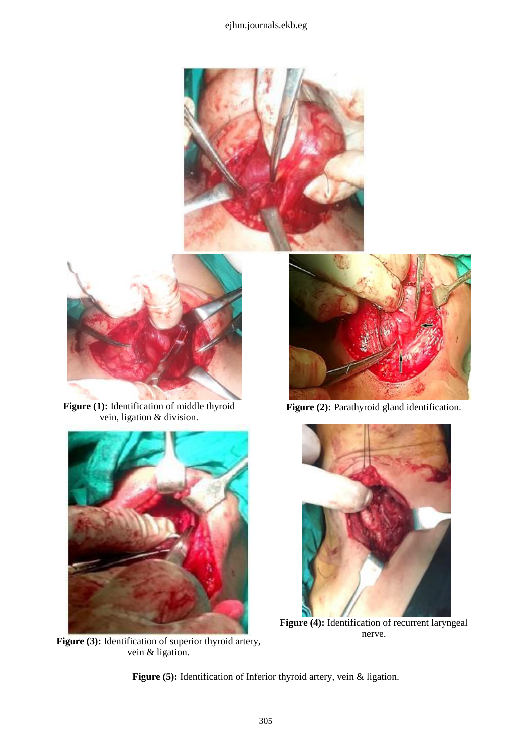**Figure (1):** Identification of middle thyroid vein, ligation & division.

**Figure (2):** Parathyroid gland identification.

**Figure (3):** Identification of superior thyroid artery, vein & ligation.

**Figure (4):** Identification of recurrent laryngeal nerve.

**Figure (5):** Identification of Inferior thyroid artery, vein & ligation.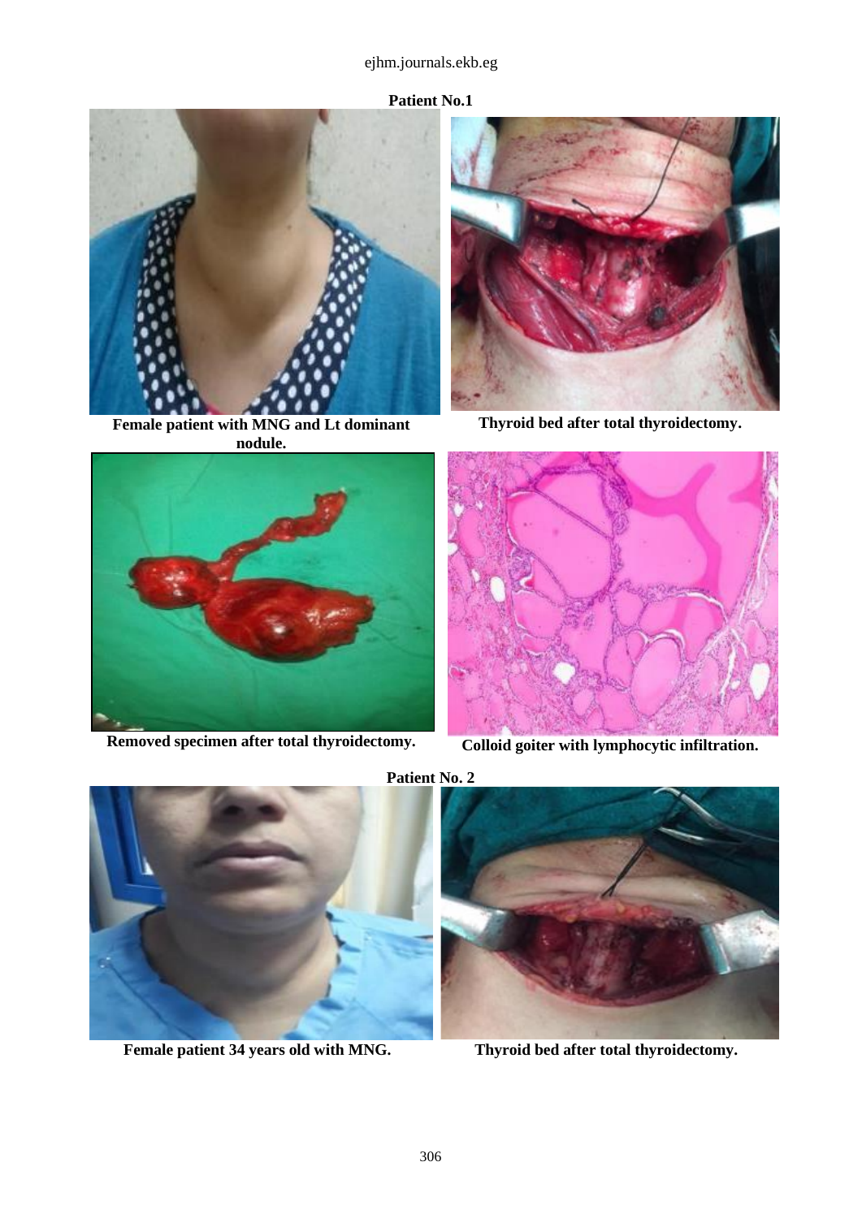**Patient No.1**

Female patient with MNG and Lt dominant nodule.

Thyroid bed after total thyroidectomy.

Removed specimen after total thyroidectomy.

Colloid goiter with lymphocytic infiltration.

**Patient No. 2**

Female patient 34 years old with MNG.

Thyroid bed after total thyroidectomy.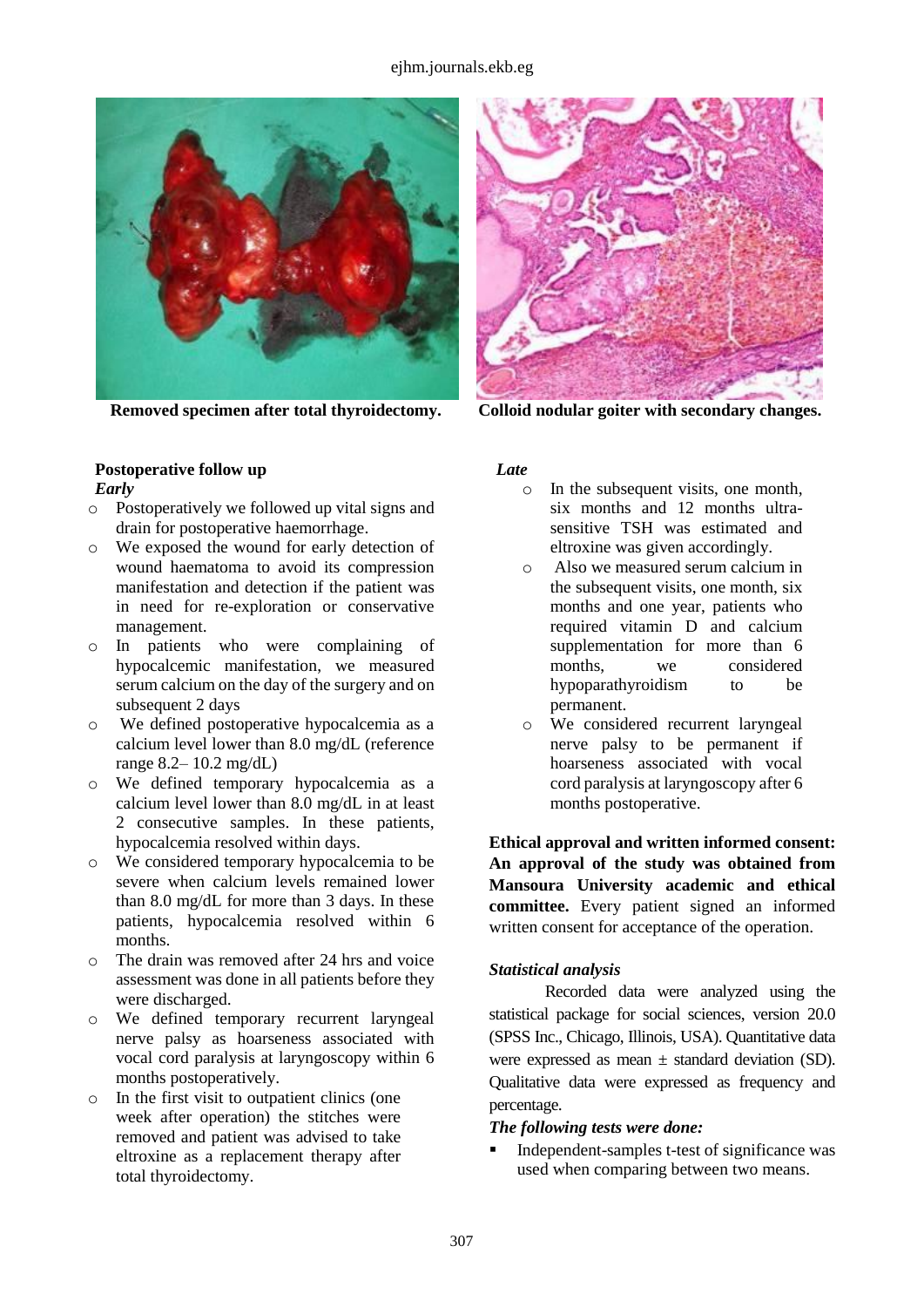Removed specimen after total thyroidectomy.

Colloid nodular goiter with secondary changes.

**Postoperative follow up**

***Early***

- Postoperatively we followed up vital signs and drain for postoperative haemorrhage.
- We exposed the wound for early detection of wound haematoma to avoid its compression manifestation and detection if the patient was in need for re-exploration or conservative management.
- In patients who were complaining of hypocalcemic manifestation, we measured serum calcium on the day of the surgery and on subsequent 2 days
- We defined postoperative hypocalcemia as a calcium level lower than 8.0 mg/dL (reference range 8.2– 10.2 mg/dL)
- We defined temporary hypocalcemia as a calcium level lower than 8.0 mg/dL in at least 2 consecutive samples. In these patients, hypocalcemia resolved within days.
- We considered temporary hypocalcemia to be severe when calcium levels remained lower than 8.0 mg/dL for more than 3 days. In these patients, hypocalcemia resolved within 6 months.
- The drain was removed after 24 hrs and voice assessment was done in all patients before they were discharged.
- We defined temporary recurrent laryngeal nerve palsy as hoarseness associated with vocal cord paralysis at laryngoscopy within 6 months postoperatively.
- In the first visit to outpatient clinics (one week after operation) the stitches were removed and patient was advised to take eltroxine as a replacement therapy after total thyroidectomy.

***Late***

- In the subsequent visits, one month, six months and 12 months ultra-sensitive TSH was estimated and eltroxine was given accordingly.
- Also we measured serum calcium in the subsequent visits, one month, six months and one year, patients who required vitamin D and calcium supplementation for more than 6 months, we considered hypoparathyroidism to be permanent.
- We considered recurrent laryngeal nerve palsy to be permanent if hoarseness associated with vocal cord paralysis at laryngoscopy after 6 months postoperative.

**Ethical approval and written informed consent: An approval of the study was obtained from Mansoura University academic and ethical committee.** Every patient signed an informed written consent for acceptance of the operation.

***Statistical analysis***

Recorded data were analyzed using the statistical package for social sciences, version 20.0 (SPSS Inc., Chicago, Illinois, USA). Quantitative data were expressed as mean ± standard deviation (SD). Qualitative data were expressed as frequency and percentage.

***The following tests were done:***

- Independent-samples t-test of significance was used when comparing between two means.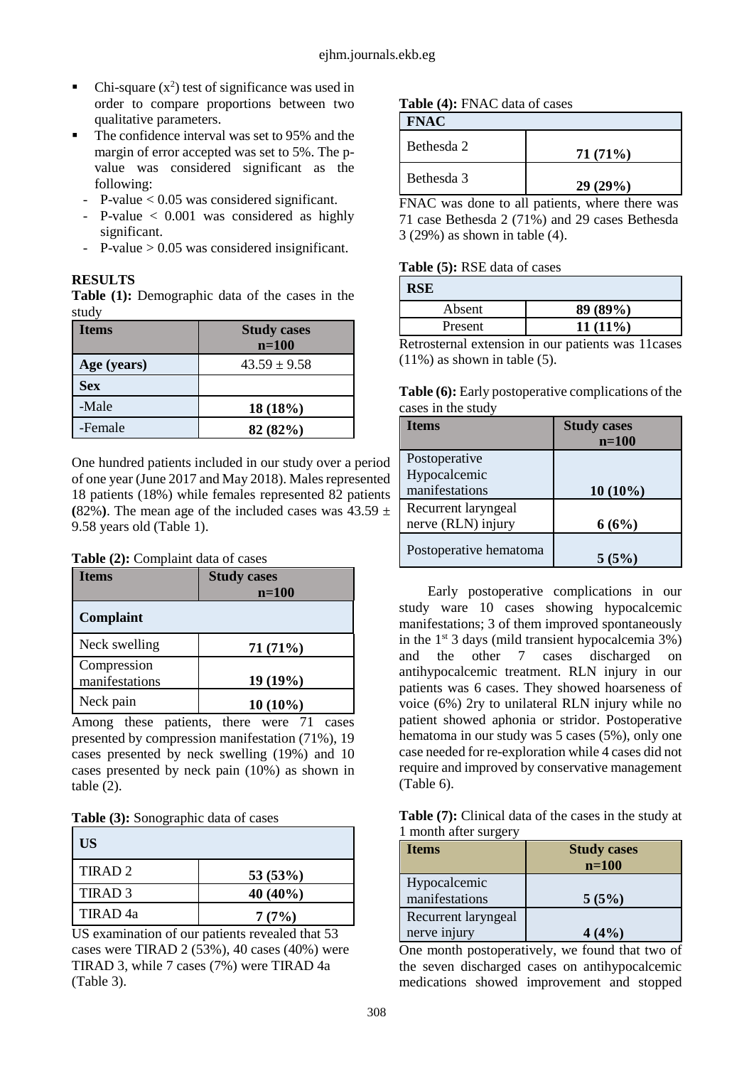- Chi-square ($x^2$) test of significance was used in order to compare proportions between two qualitative parameters.
- The confidence interval was set to 95% and the margin of error accepted was set to 5%. The p-value was considered significant as the following:
  - P-value < 0.05 was considered significant.
  - P-value < 0.001 was considered as highly significant.
  - P-value > 0.05 was considered insignificant.

## RESULTS

**Table (1):** Demographic data of the cases in the study

| Items | Study cases n=100 |
|---|---|
| Age (years) | 43.59 ± 9.58 |
| Sex | |
| -Male | 18 (18%) |
| -Female | 82 (82%) |

One hundred patients included in our study over a period of one year (June 2017 and May 2018). Males represented 18 patients (18%) while females represented 82 patients **(**82%**)**. The mean age of the included cases was 43.59 ± 9.58 years old (Table 1).

**Table (2):** Complaint data of cases

| Items | Study cases n=100 |
|---|---|
| **Complaint** | |
| Neck swelling | 71 (71%) |
| Compression manifestations | 19 (19%) |
| Neck pain | 10 (10%) |

Among these patients, there were 71 cases presented by compression manifestation (71%), 19 cases presented by neck swelling (19%) and 10 cases presented by neck pain (10%) as shown in table (2).

**Table (3):** Sonographic data of cases

| US | |
|---|---|
| TIRAD 2 | 53 (53%) |
| TIRAD 3 | 40 (40%) |
| TIRAD 4a | 7 (7%) |

US examination of our patients revealed that 53 cases were TIRAD 2 (53%), 40 cases (40%) were TIRAD 3, while 7 cases (7%) were TIRAD 4a (Table 3).

**Table (4):** FNAC data of cases

| FNAC | |
|---|---|
| Bethesda 2 | 71 (71%) |
| Bethesda 3 | 29 (29%) |

FNAC was done to all patients, where there was 71 case Bethesda 2 (71%) and 29 cases Bethesda 3 (29%) as shown in table (4).

**Table (5):** RSE data of cases

| RSE | |
|---|---|
| Absent | 89 (89%) |
| Present | 11 (11%) |

Retrosternal extension in our patients was 11cases (11%) as shown in table (5).

**Table (6):** Early postoperative complications of the cases in the study

| Items | Study cases n=100 |
|---|---|
| Postoperative Hypocalcemic manifestations | 10 (10%) |
| Recurrent laryngeal nerve (RLN) injury | 6 (6%) |
| Postoperative hematoma | 5 (5%) |

Early postoperative complications in our study ware 10 cases showing hypocalcemic manifestations; 3 of them improved spontaneously in the 1st 3 days (mild transient hypocalcemia 3%) and the other 7 cases discharged on antihypocalcemic treatment. RLN injury in our patients was 6 cases. They showed hoarseness of voice (6%) 2ry to unilateral RLN injury while no patient showed aphonia or stridor. Postoperative hematoma in our study was 5 cases (5%), only one case needed for re-exploration while 4 cases did not require and improved by conservative management (Table 6).

**Table (7):** Clinical data of the cases in the study at 1 month after surgery

| Items | Study cases n=100 |
|---|---|
| Hypocalcemic manifestations | 5 (5%) |
| Recurrent laryngeal nerve injury | 4 (4%) |

One month postoperatively, we found that two of the seven discharged cases on antihypocalcemic medications showed improvement and stopped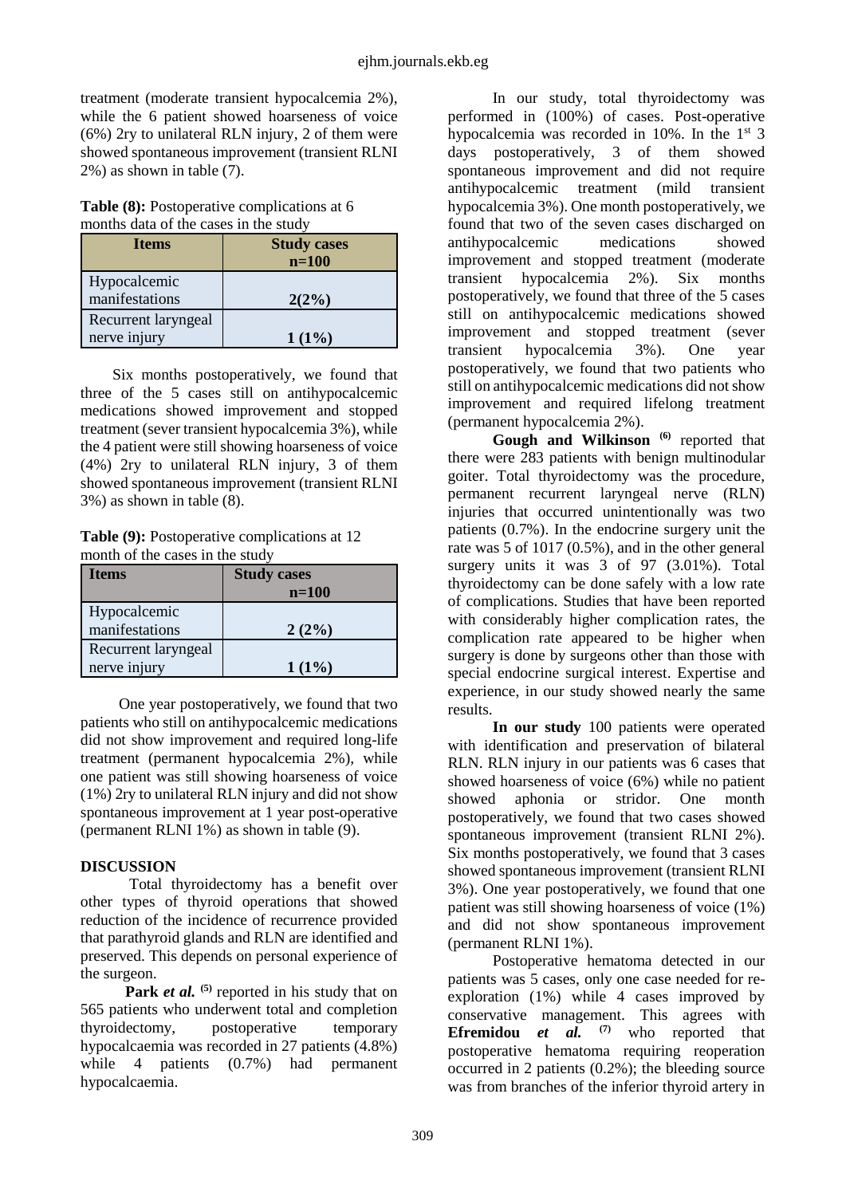treatment (moderate transient hypocalcemia 2%), while the 6 patient showed hoarseness of voice (6%) 2ry to unilateral RLN injury, 2 of them were showed spontaneous improvement (transient RLNI 2%) as shown in table (7).

**Table (8):** Postoperative complications at 6 months data of the cases in the study

| Items | Study cases n=100 |
| --- | --- |
| Hypocalcemic manifestations | 2(2%) |
| Recurrent laryngeal nerve injury | 1 (1%) |

Six months postoperatively, we found that three of the 5 cases still on antihypocalcemic medications showed improvement and stopped treatment (sever transient hypocalcemia 3%), while the 4 patient were still showing hoarseness of voice (4%) 2ry to unilateral RLN injury, 3 of them showed spontaneous improvement (transient RLNI 3%) as shown in table (8).

**Table (9):** Postoperative complications at 12 month of the cases in the study

| Items | Study cases n=100 |
| --- | --- |
| Hypocalcemic manifestations | 2 (2%) |
| Recurrent laryngeal nerve injury | 1 (1%) |

One year postoperatively, we found that two patients who still on antihypocalcemic medications did not show improvement and required long-life treatment (permanent hypocalcemia 2%), while one patient was still showing hoarseness of voice (1%) 2ry to unilateral RLN injury and did not show spontaneous improvement at 1 year post-operative (permanent RLNI 1%) as shown in table (9).

## DISCUSSION

Total thyroidectomy has a benefit over other types of thyroid operations that showed reduction of the incidence of recurrence provided that parathyroid glands and RLN are identified and preserved. This depends on personal experience of the surgeon.

**Park *et al.*** [(5)] reported in his study that on 565 patients who underwent total and completion thyroidectomy, postoperative temporary hypocalcaemia was recorded in 27 patients (4.8%) while 4 patients (0.7%) had permanent hypocalcaemia.

In our study, total thyroidectomy was performed in (100%) of cases. Post-operative hypocalcemia was recorded in 10%. In the 1st 3 days postoperatively, 3 of them showed spontaneous improvement and did not require antihypocalcemic treatment (mild transient hypocalcemia 3%). One month postoperatively, we found that two of the seven cases discharged on antihypocalcemic medications showed improvement and stopped treatment (moderate transient hypocalcemia 2%). Six months postoperatively, we found that three of the 5 cases still on antihypocalcemic medications showed improvement and stopped treatment (sever transient hypocalcemia 3%). One year postoperatively, we found that two patients who still on antihypocalcemic medications did not show improvement and required lifelong treatment (permanent hypocalcemia 2%).

**Gough and Wilkinson** [(6)] reported that there were 283 patients with benign multinodular goiter. Total thyroidectomy was the procedure, permanent recurrent laryngeal nerve (RLN) injuries that occurred unintentionally was two patients (0.7%). In the endocrine surgery unit the rate was 5 of 1017 (0.5%), and in the other general surgery units it was 3 of 97 (3.01%). Total thyroidectomy can be done safely with a low rate of complications. Studies that have been reported with considerably higher complication rates, the complication rate appeared to be higher when surgery is done by surgeons other than those with special endocrine surgical interest. Expertise and experience, in our study showed nearly the same results.

**In our study** 100 patients were operated with identification and preservation of bilateral RLN. RLN injury in our patients was 6 cases that showed hoarseness of voice (6%) while no patient showed aphonia or stridor. One month postoperatively, we found that two cases showed spontaneous improvement (transient RLNI 2%). Six months postoperatively, we found that 3 cases showed spontaneous improvement (transient RLNI 3%). One year postoperatively, we found that one patient was still showing hoarseness of voice (1%) and did not show spontaneous improvement (permanent RLNI 1%).

Postoperative hematoma detected in our patients was 5 cases, only one case needed for re-exploration (1%) while 4 cases improved by conservative management. This agrees with **Efremidou *et al.*** [(7)] who reported that postoperative hematoma requiring reoperation occurred in 2 patients (0.2%); the bleeding source was from branches of the inferior thyroid artery in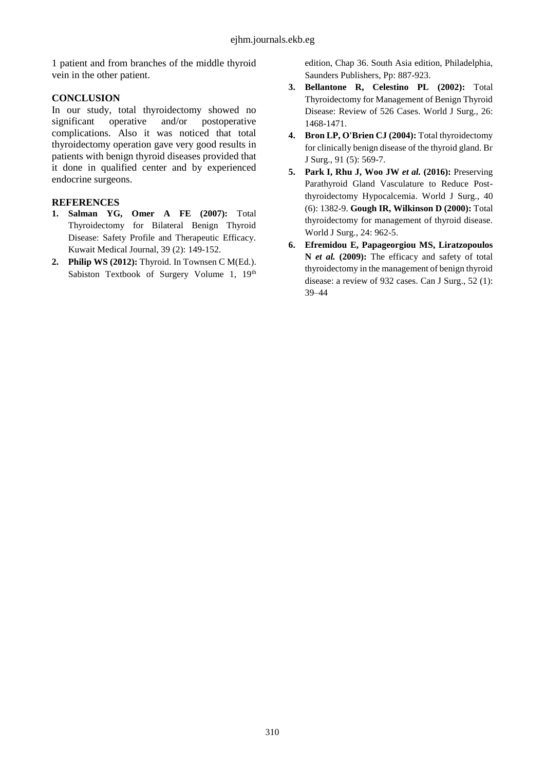1 patient and from branches of the middle thyroid vein in the other patient.

## CONCLUSION

In our study, total thyroidectomy showed no significant operative and/or postoperative complications. Also it was noticed that total thyroidectomy operation gave very good results in patients with benign thyroid diseases provided that it done in qualified center and by experienced endocrine surgeons.

## REFERENCES

1. **Salman YG, Omer A FE (2007):** Total Thyroidectomy for Bilateral Benign Thyroid Disease: Safety Profile and Therapeutic Efficacy. Kuwait Medical Journal, 39 (2): 149-152.
2. **Philip WS (2012):** Thyroid. In Townsen C M(Ed.). Sabiston Textbook of Surgery Volume 1, 19th edition, Chap 36. South Asia edition, Philadelphia, Saunders Publishers, Pp: 887-923.
3. **Bellantone R, Celestino PL (2002):** Total Thyroidectomy for Management of Benign Thyroid Disease: Review of 526 Cases. World J Surg., 26: 1468-1471.
4. **Bron LP, O'Brien CJ (2004):** Total thyroidectomy for clinically benign disease of the thyroid gland. Br J Surg., 91 (5): 569-7.
5. **Park I, Rhu J, Woo JW *et al.* (2016):** Preserving Parathyroid Gland Vasculature to Reduce Post-thyroidectomy Hypocalcemia. World J Surg., 40 (6): 1382-9. **Gough IR, Wilkinson D (2000):** Total thyroidectomy for management of thyroid disease. World J Surg., 24: 962-5.
6. **Efremidou E, Papageorgiou MS, Liratzopoulos N *et al.* (2009):** The efficacy and safety of total thyroidectomy in the management of benign thyroid disease: a review of 932 cases. Can J Surg., 52 (1): 39–44